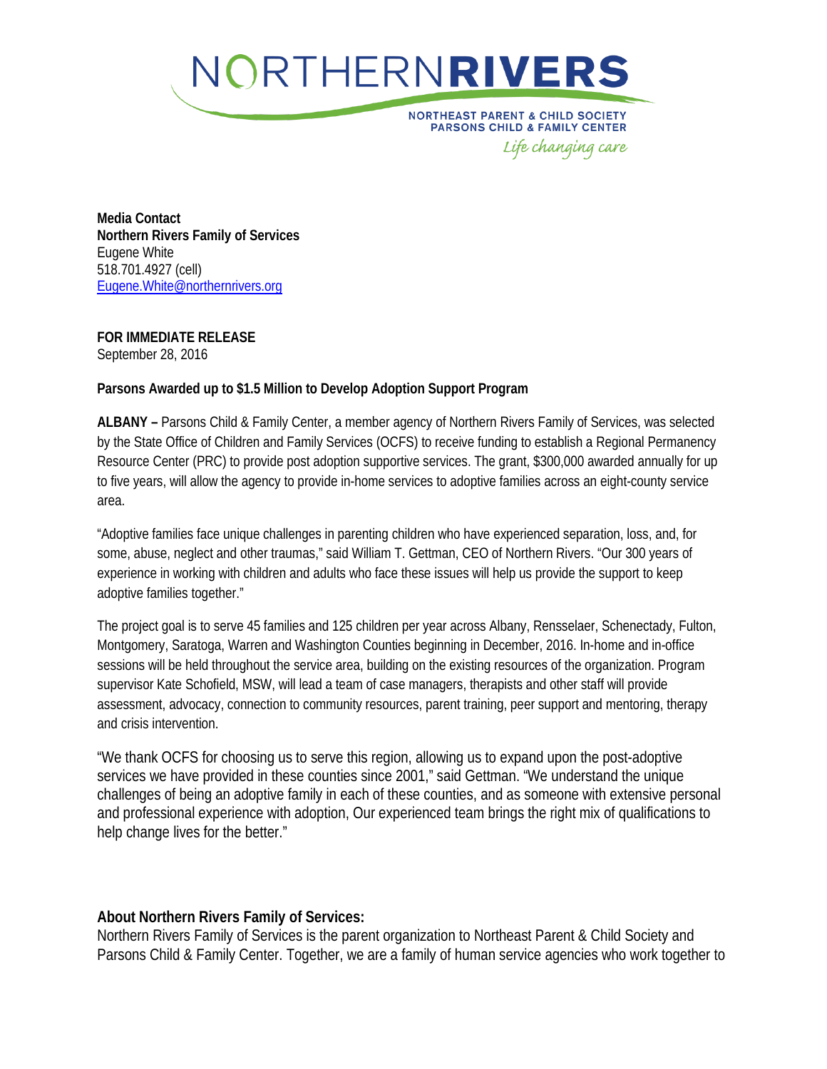# NORTHERN RIVERS

NORTHEAST PARENT & CHILD SOCIETY
PARSONS CHILD & FAMILY CENTER
*Life changing care*

**Media Contact**
**Northern Rivers Family of Services**
Eugene White
518.701.4927 (cell)
Eugene.White@northernrivers.org

**FOR IMMEDIATE RELEASE**
September 28, 2016

**Parsons Awarded up to $1.5 Million to Develop Adoption Support Program**

**ALBANY –** Parsons Child & Family Center, a member agency of Northern Rivers Family of Services, was selected by the State Office of Children and Family Services (OCFS) to receive funding to establish a Regional Permanency Resource Center (PRC) to provide post adoption supportive services. The grant, $300,000 awarded annually for up to five years, will allow the agency to provide in-home services to adoptive families across an eight-county service area.

"Adoptive families face unique challenges in parenting children who have experienced separation, loss, and, for some, abuse, neglect and other traumas," said William T. Gettman, CEO of Northern Rivers. "Our 300 years of experience in working with children and adults who face these issues will help us provide the support to keep adoptive families together."

The project goal is to serve 45 families and 125 children per year across Albany, Rensselaer, Schenectady, Fulton, Montgomery, Saratoga, Warren and Washington Counties beginning in December, 2016. In-home and in-office sessions will be held throughout the service area, building on the existing resources of the organization. Program supervisor Kate Schofield, MSW, will lead a team of case managers, therapists and other staff will provide assessment, advocacy, connection to community resources, parent training, peer support and mentoring, therapy and crisis intervention.

"We thank OCFS for choosing us to serve this region, allowing us to expand upon the post-adoptive services we have provided in these counties since 2001," said Gettman. "We understand the unique challenges of being an adoptive family in each of these counties, and as someone with extensive personal and professional experience with adoption, Our experienced team brings the right mix of qualifications to help change lives for the better."

**About Northern Rivers Family of Services:**
Northern Rivers Family of Services is the parent organization to Northeast Parent & Child Society and Parsons Child & Family Center. Together, we are a family of human service agencies who work together to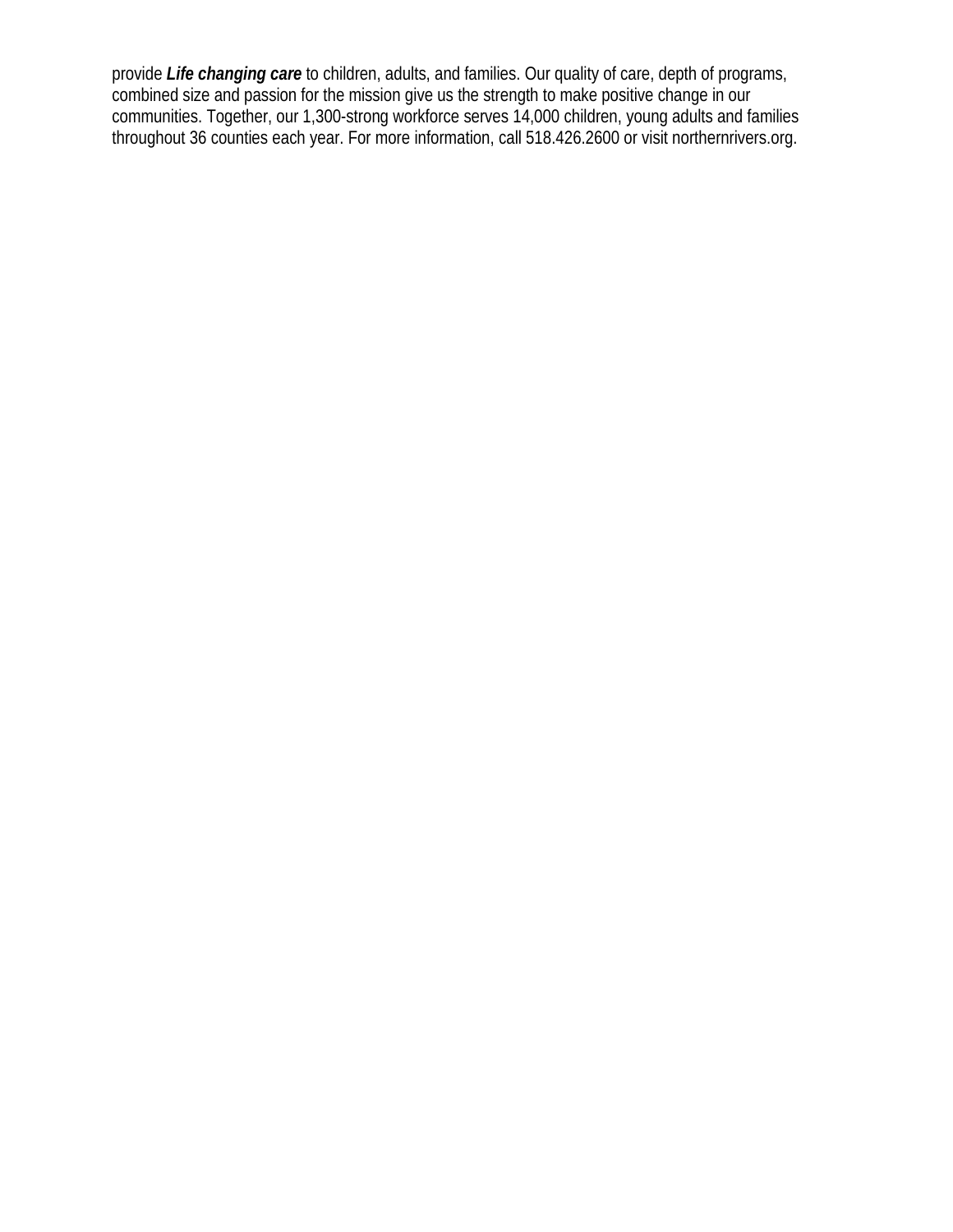provide ***Life changing care*** to children, adults, and families. Our quality of care, depth of programs, combined size and passion for the mission give us the strength to make positive change in our communities. Together, our 1,300-strong workforce serves 14,000 children, young adults and families throughout 36 counties each year. For more information, call 518.426.2600 or visit northernrivers.org.